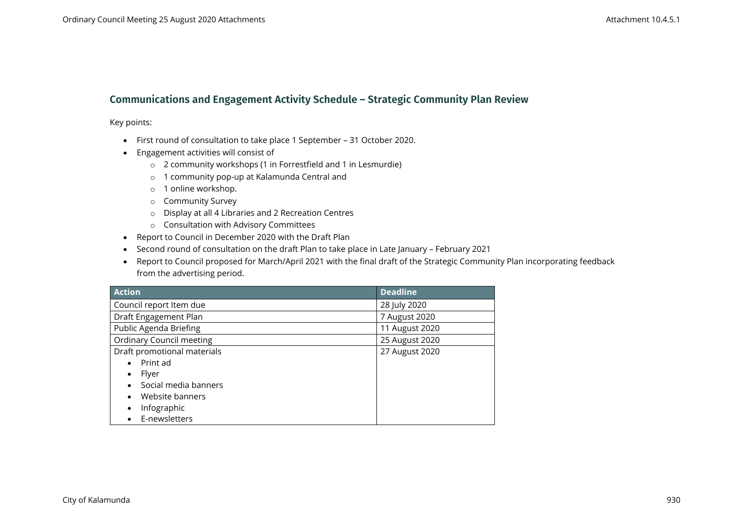## Communications and Engagement Activity Schedule – Strategic Community Plan Review

Key points:

- First round of consultation to take place 1 September – 31 October 2020.
- Engagement activities will consist of
  - 2 community workshops (1 in Forrestfield and 1 in Lesmurdie)
  - 1 community pop-up at Kalamunda Central and
  - 1 online workshop.
  - Community Survey
  - Display at all 4 Libraries and 2 Recreation Centres
  - Consultation with Advisory Committees
- Report to Council in December 2020 with the Draft Plan
- Second round of consultation on the draft Plan to take place in Late January – February 2021
- Report to Council proposed for March/April 2021 with the final draft of the Strategic Community Plan incorporating feedback from the advertising period.

| Action | Deadline |
|---|---|
| Council report Item due | 28 July 2020 |
| Draft Engagement Plan | 7 August 2020 |
| Public Agenda Briefing | 11 August 2020 |
| Ordinary Council meeting | 25 August 2020 |
| Draft promotional materials<br>• Print ad<br>• Flyer<br>• Social media banners<br>• Website banners<br>• Infographic<br>• E-newsletters | 27 August 2020 |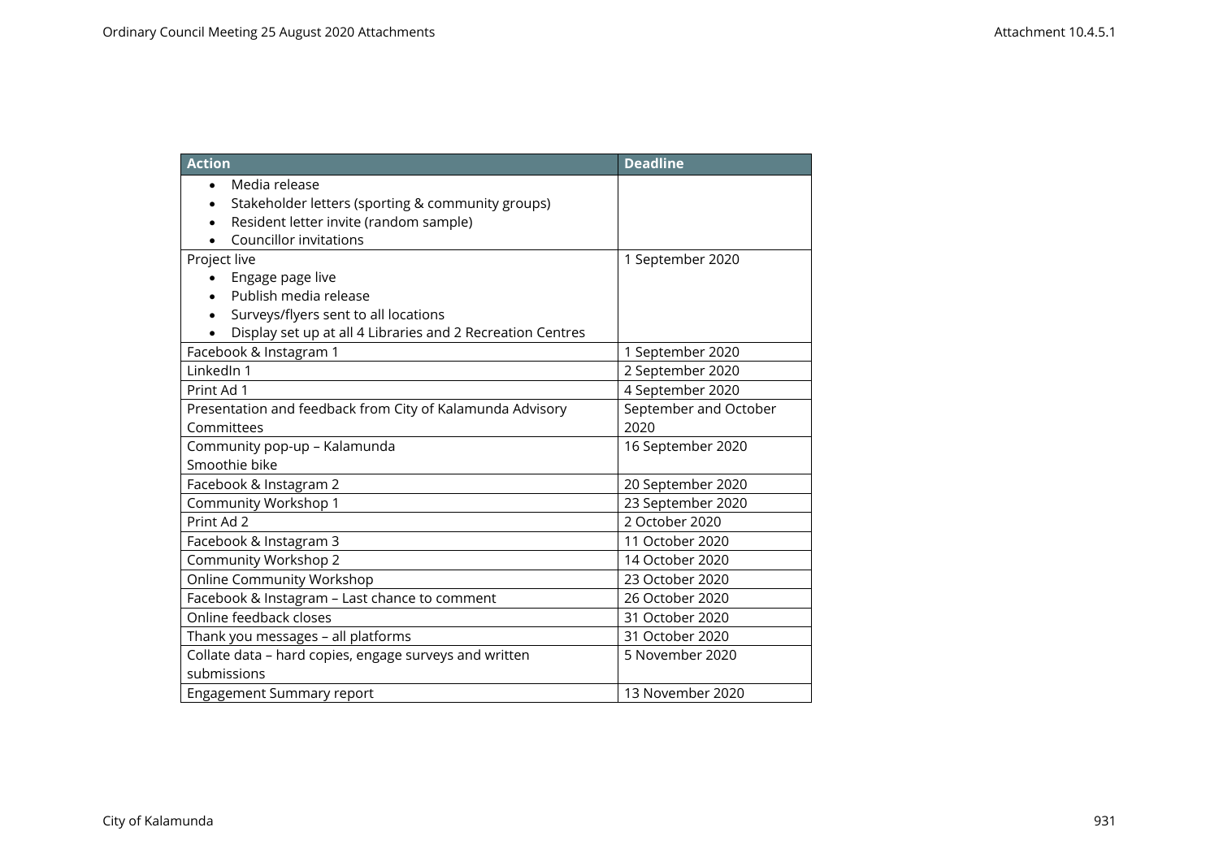| Action | Deadline |
| --- | --- |
| • Media release<br>• Stakeholder letters (sporting & community groups)<br>• Resident letter invite (random sample)<br>• Councillor invitations | |
| Project live<br>• Engage page live<br>• Publish media release<br>• Surveys/flyers sent to all locations<br>• Display set up at all 4 Libraries and 2 Recreation Centres | 1 September 2020 |
| Facebook & Instagram 1 | 1 September 2020 |
| LinkedIn 1 | 2 September 2020 |
| Print Ad 1 | 4 September 2020 |
| Presentation and feedback from City of Kalamunda Advisory Committees | September and October 2020 |
| Community pop-up – Kalamunda<br>Smoothie bike | 16 September 2020 |
| Facebook & Instagram 2 | 20 September 2020 |
| Community Workshop 1 | 23 September 2020 |
| Print Ad 2 | 2 October 2020 |
| Facebook & Instagram 3 | 11 October 2020 |
| Community Workshop 2 | 14 October 2020 |
| Online Community Workshop | 23 October 2020 |
| Facebook & Instagram – Last chance to comment | 26 October 2020 |
| Online feedback closes | 31 October 2020 |
| Thank you messages – all platforms | 31 October 2020 |
| Collate data – hard copies, engage surveys and written submissions | 5 November 2020 |
| Engagement Summary report | 13 November 2020 |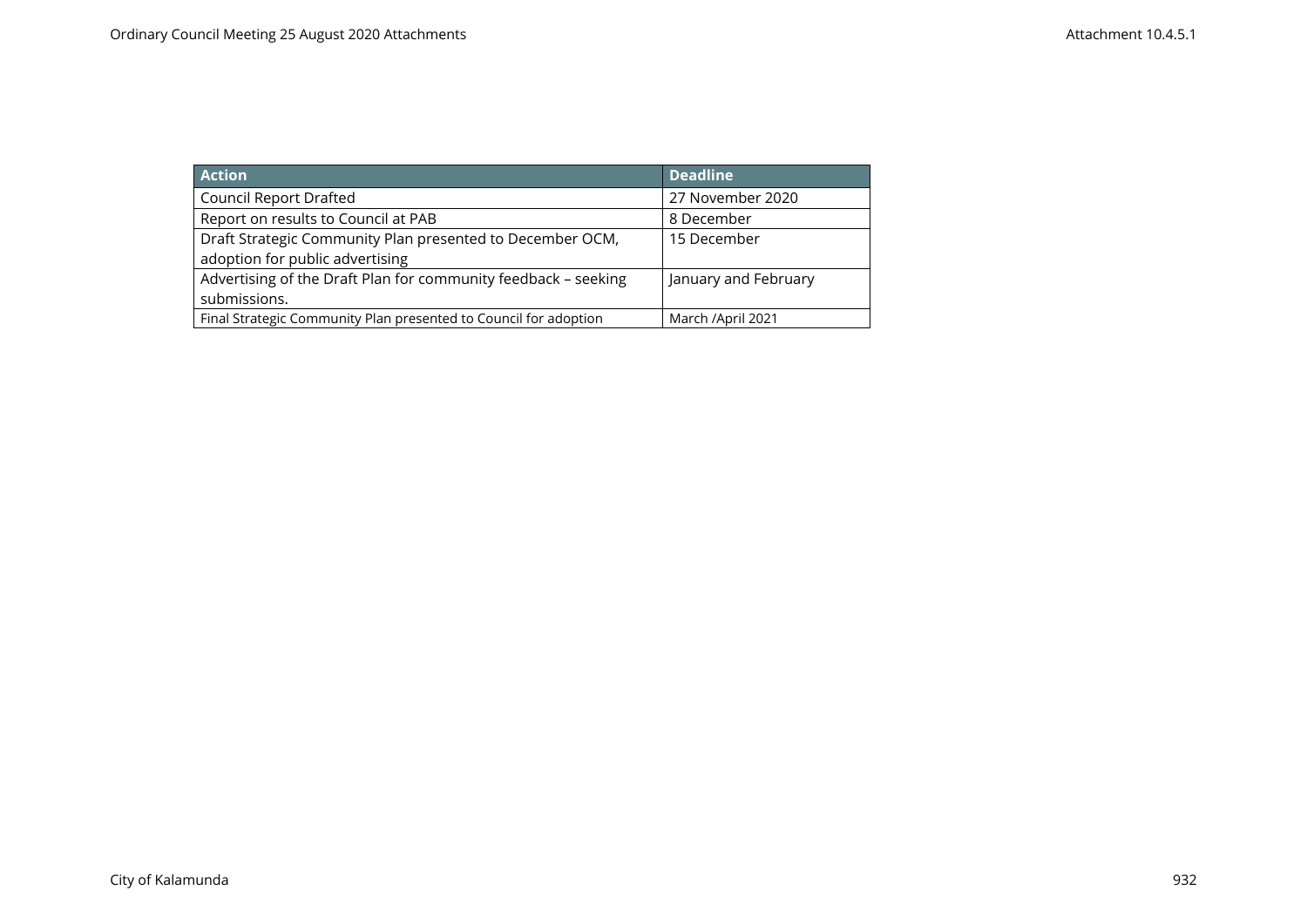| Action | Deadline |
|---|---|
| Council Report Drafted | 27 November 2020 |
| Report on results to Council at PAB | 8 December |
| Draft Strategic Community Plan presented to December OCM, adoption for public advertising | 15 December |
| Advertising of the Draft Plan for community feedback – seeking submissions. | January and February |
| Final Strategic Community Plan presented to Council for adoption | March /April 2021 |